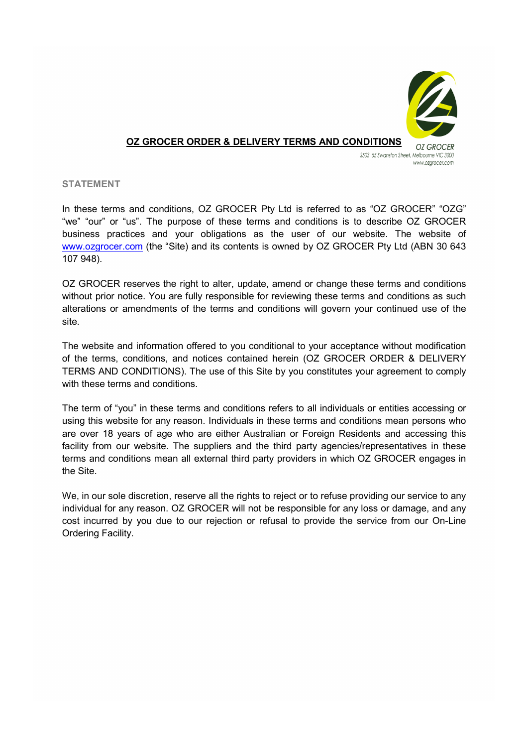# OZ GROCER ORDER & DELIVERY TERMS AND CONDITIONS

OZ GROCER
S503 55 Swanston Street, Melbourne VIC 3000
www.ozgrocer.com

## STATEMENT

In these terms and conditions, OZ GROCER Pty Ltd is referred to as "OZ GROCER" "OZG" "we" "our" or "us". The purpose of these terms and conditions is to describe OZ GROCER business practices and your obligations as the user of our website. The website of www.ozgrocer.com (the "Site) and its contents is owned by OZ GROCER Pty Ltd (ABN 30 643 107 948).

OZ GROCER reserves the right to alter, update, amend or change these terms and conditions without prior notice. You are fully responsible for reviewing these terms and conditions as such alterations or amendments of the terms and conditions will govern your continued use of the site.

The website and information offered to you conditional to your acceptance without modification of the terms, conditions, and notices contained herein (OZ GROCER ORDER & DELIVERY TERMS AND CONDITIONS). The use of this Site by you constitutes your agreement to comply with these terms and conditions.

The term of "you" in these terms and conditions refers to all individuals or entities accessing or using this website for any reason. Individuals in these terms and conditions mean persons who are over 18 years of age who are either Australian or Foreign Residents and accessing this facility from our website. The suppliers and the third party agencies/representatives in these terms and conditions mean all external third party providers in which OZ GROCER engages in the Site.

We, in our sole discretion, reserve all the rights to reject or to refuse providing our service to any individual for any reason. OZ GROCER will not be responsible for any loss or damage, and any cost incurred by you due to our rejection or refusal to provide the service from our On-Line Ordering Facility.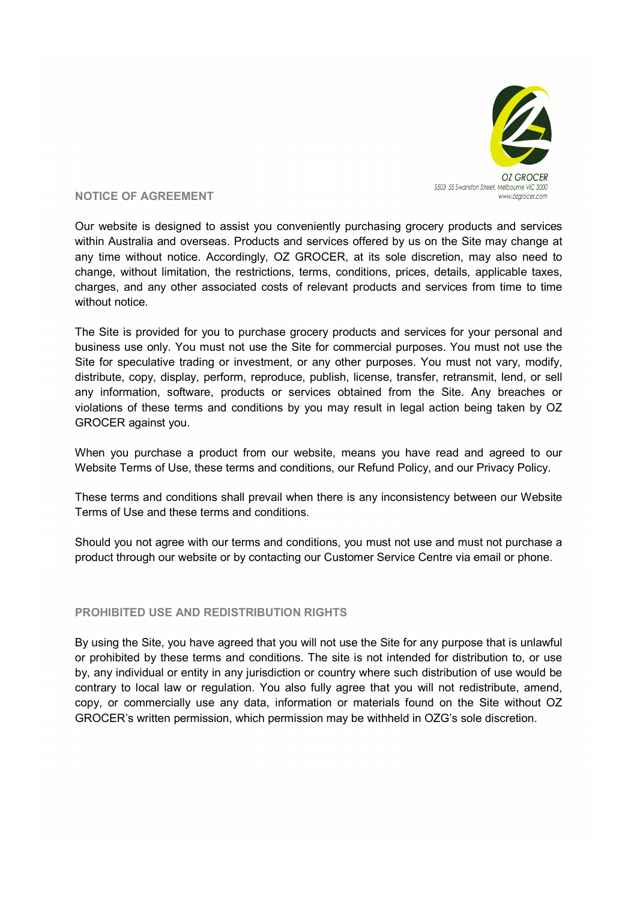## NOTICE OF AGREEMENT

Our website is designed to assist you conveniently purchasing grocery products and services within Australia and overseas. Products and services offered by us on the Site may change at any time without notice. Accordingly, OZ GROCER, at its sole discretion, may also need to change, without limitation, the restrictions, terms, conditions, prices, details, applicable taxes, charges, and any other associated costs of relevant products and services from time to time without notice.

The Site is provided for you to purchase grocery products and services for your personal and business use only. You must not use the Site for commercial purposes. You must not use the Site for speculative trading or investment, or any other purposes. You must not vary, modify, distribute, copy, display, perform, reproduce, publish, license, transfer, retransmit, lend, or sell any information, software, products or services obtained from the Site. Any breaches or violations of these terms and conditions by you may result in legal action being taken by OZ GROCER against you.

When you purchase a product from our website, means you have read and agreed to our Website Terms of Use, these terms and conditions, our Refund Policy, and our Privacy Policy.

These terms and conditions shall prevail when there is any inconsistency between our Website Terms of Use and these terms and conditions.

Should you not agree with our terms and conditions, you must not use and must not purchase a product through our website or by contacting our Customer Service Centre via email or phone.

## PROHIBITED USE AND REDISTRIBUTION RIGHTS

By using the Site, you have agreed that you will not use the Site for any purpose that is unlawful or prohibited by these terms and conditions. The site is not intended for distribution to, or use by, any individual or entity in any jurisdiction or country where such distribution of use would be contrary to local law or regulation. You also fully agree that you will not redistribute, amend, copy, or commercially use any data, information or materials found on the Site without OZ GROCER's written permission, which permission may be withheld in OZG's sole discretion.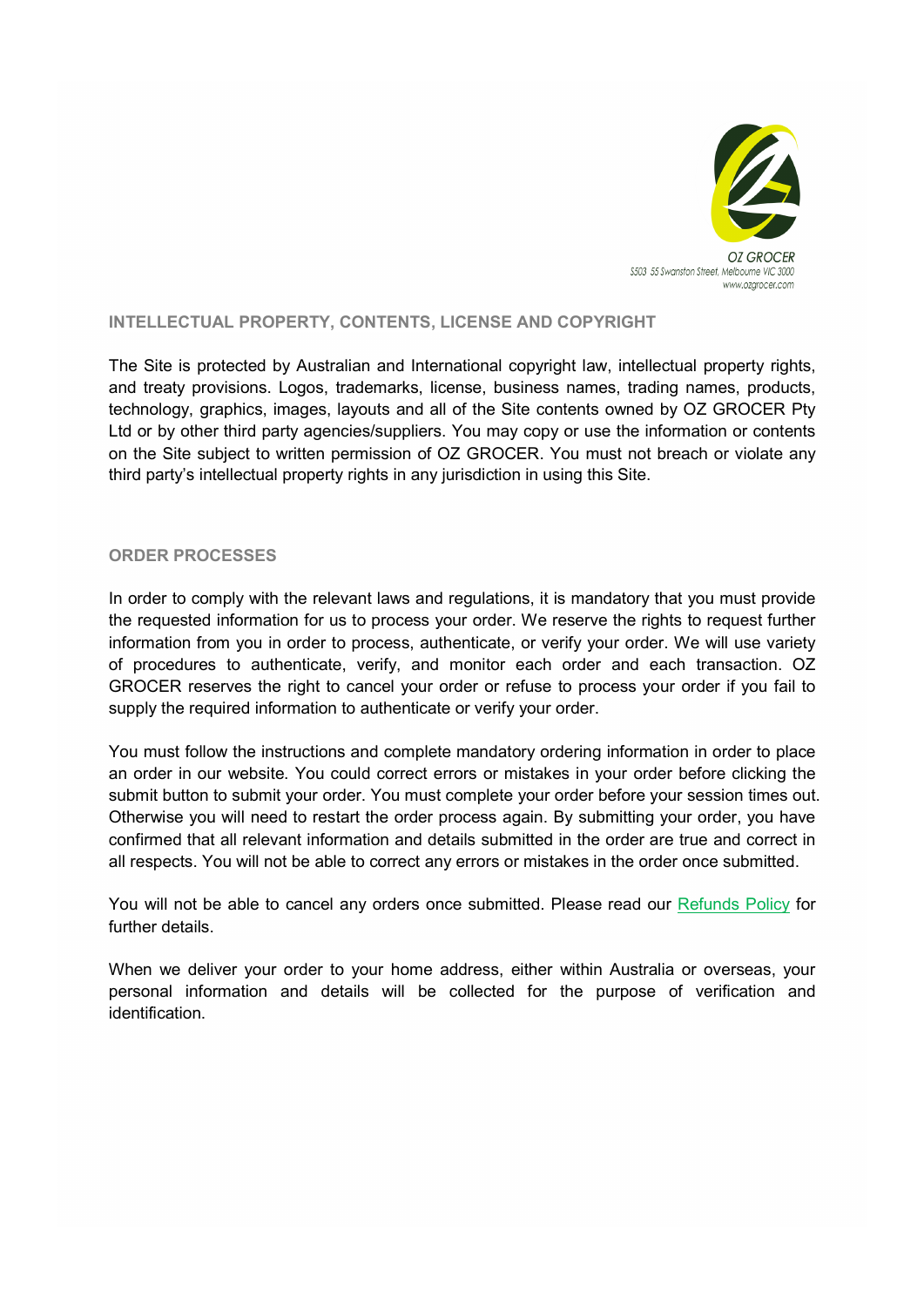## INTELLECTUAL PROPERTY, CONTENTS, LICENSE AND COPYRIGHT

The Site is protected by Australian and International copyright law, intellectual property rights, and treaty provisions. Logos, trademarks, license, business names, trading names, products, technology, graphics, images, layouts and all of the Site contents owned by OZ GROCER Pty Ltd or by other third party agencies/suppliers. You may copy or use the information or contents on the Site subject to written permission of OZ GROCER. You must not breach or violate any third party's intellectual property rights in any jurisdiction in using this Site.

## ORDER PROCESSES

In order to comply with the relevant laws and regulations, it is mandatory that you must provide the requested information for us to process your order. We reserve the rights to request further information from you in order to process, authenticate, or verify your order. We will use variety of procedures to authenticate, verify, and monitor each order and each transaction. OZ GROCER reserves the right to cancel your order or refuse to process your order if you fail to supply the required information to authenticate or verify your order.

You must follow the instructions and complete mandatory ordering information in order to place an order in our website. You could correct errors or mistakes in your order before clicking the submit button to submit your order. You must complete your order before your session times out. Otherwise you will need to restart the order process again. By submitting your order, you have confirmed that all relevant information and details submitted in the order are true and correct in all respects. You will not be able to correct any errors or mistakes in the order once submitted.

You will not be able to cancel any orders once submitted. Please read our Refunds Policy for further details.

When we deliver your order to your home address, either within Australia or overseas, your personal information and details will be collected for the purpose of verification and identification.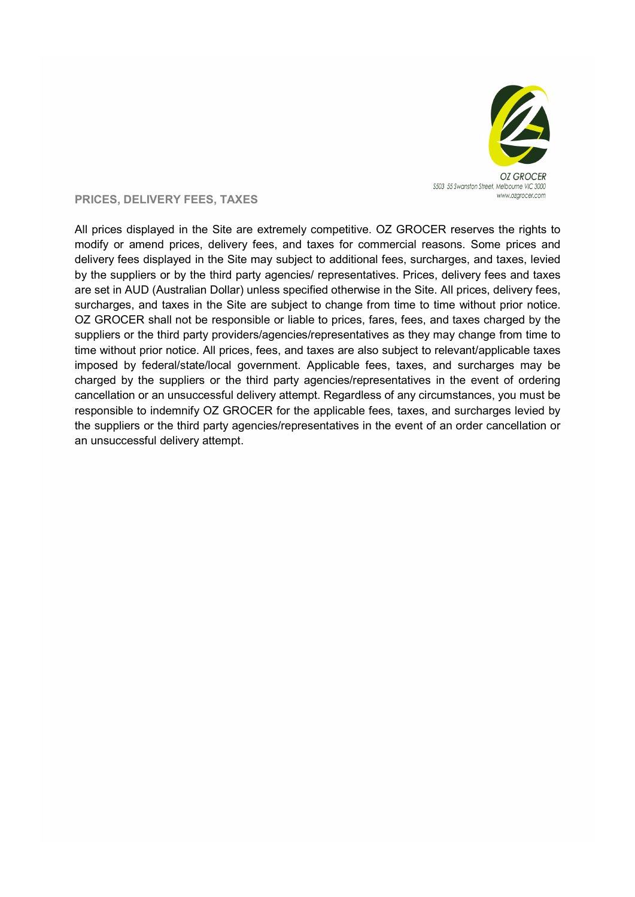## PRICES, DELIVERY FEES, TAXES

All prices displayed in the Site are extremely competitive. OZ GROCER reserves the rights to modify or amend prices, delivery fees, and taxes for commercial reasons. Some prices and delivery fees displayed in the Site may subject to additional fees, surcharges, and taxes, levied by the suppliers or by the third party agencies/ representatives. Prices, delivery fees and taxes are set in AUD (Australian Dollar) unless specified otherwise in the Site. All prices, delivery fees, surcharges, and taxes in the Site are subject to change from time to time without prior notice. OZ GROCER shall not be responsible or liable to prices, fares, fees, and taxes charged by the suppliers or the third party providers/agencies/representatives as they may change from time to time without prior notice. All prices, fees, and taxes are also subject to relevant/applicable taxes imposed by federal/state/local government. Applicable fees, taxes, and surcharges may be charged by the suppliers or the third party agencies/representatives in the event of ordering cancellation or an unsuccessful delivery attempt. Regardless of any circumstances, you must be responsible to indemnify OZ GROCER for the applicable fees, taxes, and surcharges levied by the suppliers or the third party agencies/representatives in the event of an order cancellation or an unsuccessful delivery attempt.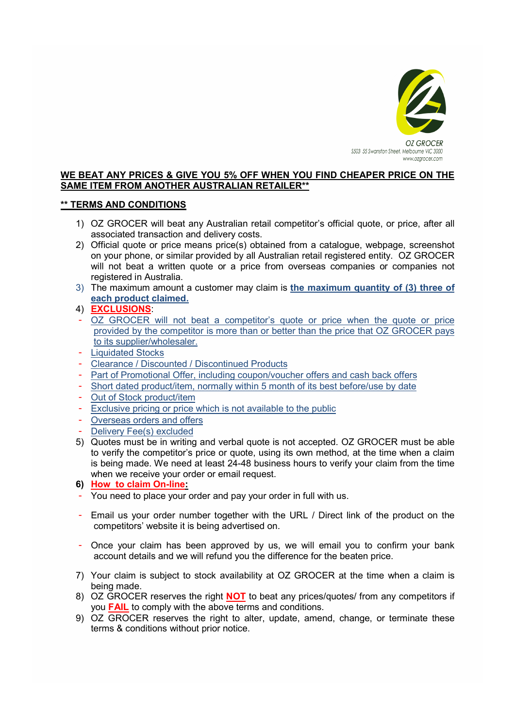OZ GROCER
S503 55 Swanston Street, Melbourne VIC 3000
www.ozgrocer.com

**WE BEAT ANY PRICES & GIVE YOU 5% OFF WHEN YOU FIND CHEAPER PRICE ON THE SAME ITEM FROM ANOTHER AUSTRALIAN RETAILER****

**** TERMS AND CONDITIONS**

1) OZ GROCER will beat any Australian retail competitor's official quote, or price, after all associated transaction and delivery costs.
2) Official quote or price means price(s) obtained from a catalogue, webpage, screenshot on your phone, or similar provided by all Australian retail registered entity. OZ GROCER will not beat a written quote or a price from overseas companies or companies not registered in Australia.
3) The maximum amount a customer may claim is **the maximum quantity of (3) three of each product claimed.**
4) **EXCLUSIONS**:
   - OZ GROCER will not beat a competitor's quote or price when the quote or price provided by the competitor is more than or better than the price that OZ GROCER pays to its supplier/wholesaler.
   - Liquidated Stocks
   - Clearance / Discounted / Discontinued Products
   - Part of Promotional Offer, including coupon/voucher offers and cash back offers
   - Short dated product/item, normally within 5 month of its best before/use by date
   - Out of Stock product/item
   - Exclusive pricing or price which is not available to the public
   - Overseas orders and offers
   - Delivery Fee(s) excluded
5) Quotes must be in writing and verbal quote is not accepted. OZ GROCER must be able to verify the competitor's price or quote, using its own method, at the time when a claim is being made. We need at least 24-48 business hours to verify your claim from the time when we receive your order or email request.
6) **How to claim On-line:**
   - You need to place your order and pay your order in full with us.
   - Email us your order number together with the URL / Direct link of the product on the competitors' website it is being advertised on.
   - Once your claim has been approved by us, we will email you to confirm your bank account details and we will refund you the difference for the beaten price.
7) Your claim is subject to stock availability at OZ GROCER at the time when a claim is being made.
8) OZ GROCER reserves the right **NOT** to beat any prices/quotes/ from any competitors if you **FAIL** to comply with the above terms and conditions.
9) OZ GROCER reserves the right to alter, update, amend, change, or terminate these terms & conditions without prior notice.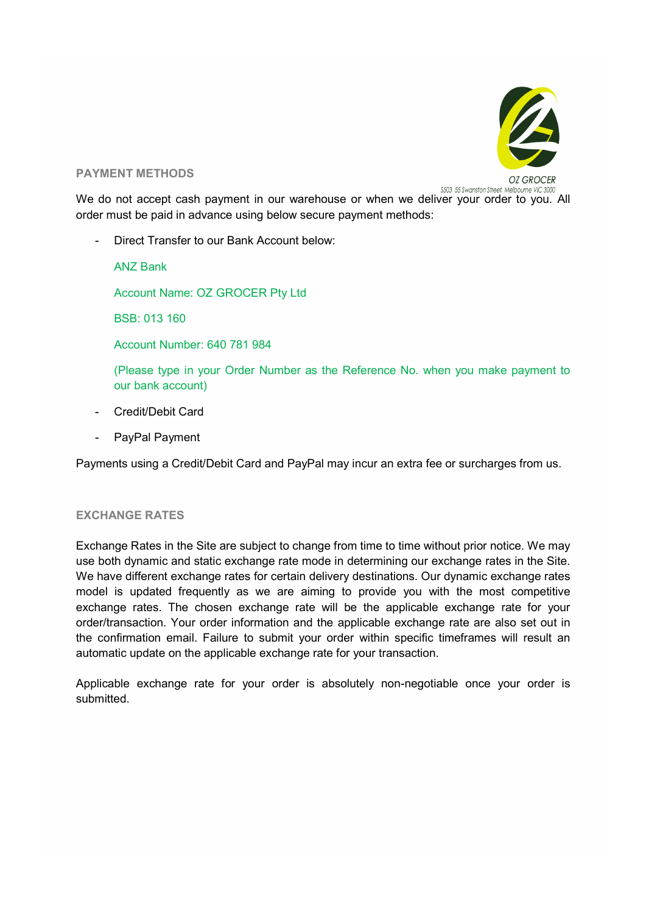## PAYMENT METHODS

We do not accept cash payment in our warehouse or when we deliver your order to you. All order must be paid in advance using below secure payment methods:

- Direct Transfer to our Bank Account below:

  ANZ Bank

  Account Name: OZ GROCER Pty Ltd

  BSB: 013 160

  Account Number: 640 781 984

  (Please type in your Order Number as the Reference No. when you make payment to our bank account)

- Credit/Debit Card

- PayPal Payment

Payments using a Credit/Debit Card and PayPal may incur an extra fee or surcharges from us.

## EXCHANGE RATES

Exchange Rates in the Site are subject to change from time to time without prior notice. We may use both dynamic and static exchange rate mode in determining our exchange rates in the Site. We have different exchange rates for certain delivery destinations. Our dynamic exchange rates model is updated frequently as we are aiming to provide you with the most competitive exchange rates. The chosen exchange rate will be the applicable exchange rate for your order/transaction. Your order information and the applicable exchange rate are also set out in the confirmation email. Failure to submit your order within specific timeframes will result an automatic update on the applicable exchange rate for your transaction.

Applicable exchange rate for your order is absolutely non-negotiable once your order is submitted.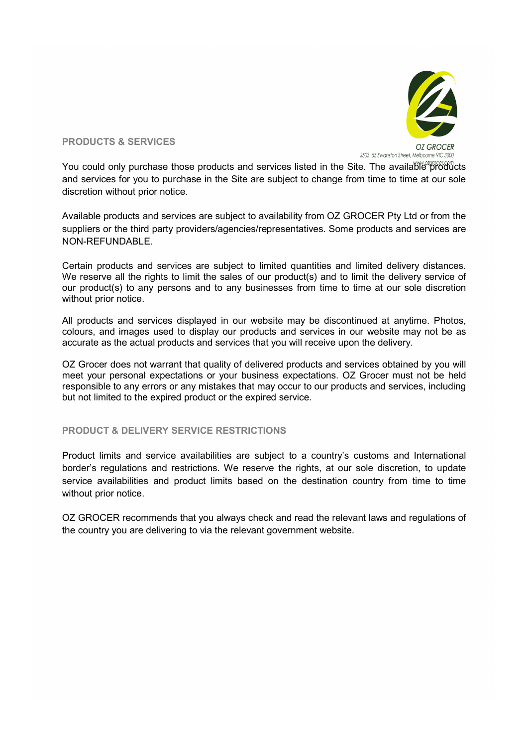## PRODUCTS & SERVICES

You could only purchase those products and services listed in the Site. The available products and services for you to purchase in the Site are subject to change from time to time at our sole discretion without prior notice.

Available products and services are subject to availability from OZ GROCER Pty Ltd or from the suppliers or the third party providers/agencies/representatives. Some products and services are NON-REFUNDABLE.

Certain products and services are subject to limited quantities and limited delivery distances. We reserve all the rights to limit the sales of our product(s) and to limit the delivery service of our product(s) to any persons and to any businesses from time to time at our sole discretion without prior notice.

All products and services displayed in our website may be discontinued at anytime. Photos, colours, and images used to display our products and services in our website may not be as accurate as the actual products and services that you will receive upon the delivery.

OZ Grocer does not warrant that quality of delivered products and services obtained by you will meet your personal expectations or your business expectations. OZ Grocer must not be held responsible to any errors or any mistakes that may occur to our products and services, including but not limited to the expired product or the expired service.

## PRODUCT & DELIVERY SERVICE RESTRICTIONS

Product limits and service availabilities are subject to a country's customs and International border's regulations and restrictions. We reserve the rights, at our sole discretion, to update service availabilities and product limits based on the destination country from time to time without prior notice.

OZ GROCER recommends that you always check and read the relevant laws and regulations of the country you are delivering to via the relevant government website.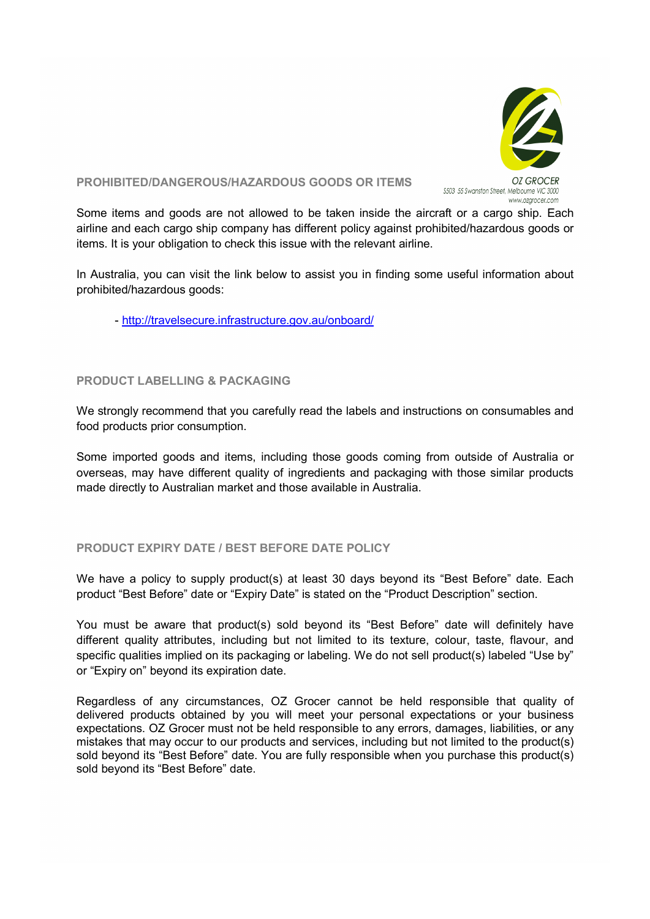## PROHIBITED/DANGEROUS/HAZARDOUS GOODS OR ITEMS

Some items and goods are not allowed to be taken inside the aircraft or a cargo ship. Each airline and each cargo ship company has different policy against prohibited/hazardous goods or items. It is your obligation to check this issue with the relevant airline.

In Australia, you can visit the link below to assist you in finding some useful information about prohibited/hazardous goods:

- http://travelsecure.infrastructure.gov.au/onboard/

## PRODUCT LABELLING & PACKAGING

We strongly recommend that you carefully read the labels and instructions on consumables and food products prior consumption.

Some imported goods and items, including those goods coming from outside of Australia or overseas, may have different quality of ingredients and packaging with those similar products made directly to Australian market and those available in Australia.

## PRODUCT EXPIRY DATE / BEST BEFORE DATE POLICY

We have a policy to supply product(s) at least 30 days beyond its "Best Before" date. Each product "Best Before" date or "Expiry Date" is stated on the "Product Description" section.

You must be aware that product(s) sold beyond its "Best Before" date will definitely have different quality attributes, including but not limited to its texture, colour, taste, flavour, and specific qualities implied on its packaging or labeling. We do not sell product(s) labeled "Use by" or "Expiry on" beyond its expiration date.

Regardless of any circumstances, OZ Grocer cannot be held responsible that quality of delivered products obtained by you will meet your personal expectations or your business expectations. OZ Grocer must not be held responsible to any errors, damages, liabilities, or any mistakes that may occur to our products and services, including but not limited to the product(s) sold beyond its "Best Before" date. You are fully responsible when you purchase this product(s) sold beyond its "Best Before" date.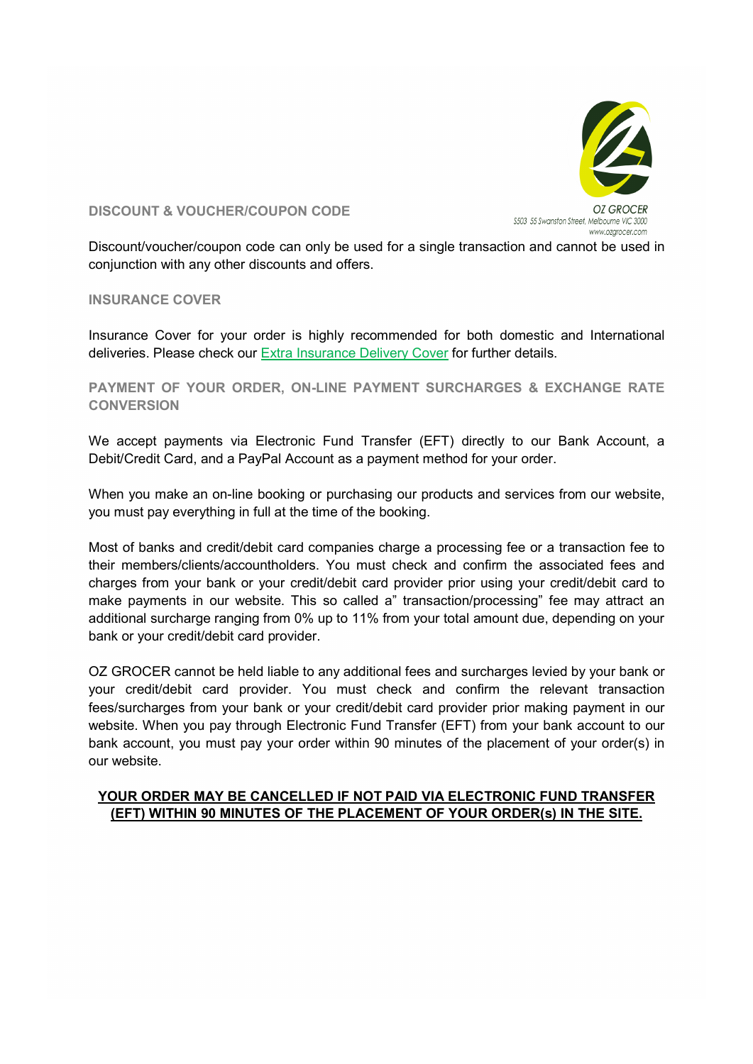## DISCOUNT & VOUCHER/COUPON CODE

Discount/voucher/coupon code can only be used for a single transaction and cannot be used in conjunction with any other discounts and offers.

## INSURANCE COVER

Insurance Cover for your order is highly recommended for both domestic and International deliveries. Please check our Extra Insurance Delivery Cover for further details.

## PAYMENT OF YOUR ORDER, ON-LINE PAYMENT SURCHARGES & EXCHANGE RATE CONVERSION

We accept payments via Electronic Fund Transfer (EFT) directly to our Bank Account, a Debit/Credit Card, and a PayPal Account as a payment method for your order.

When you make an on-line booking or purchasing our products and services from our website, you must pay everything in full at the time of the booking.

Most of banks and credit/debit card companies charge a processing fee or a transaction fee to their members/clients/accountholders. You must check and confirm the associated fees and charges from your bank or your credit/debit card provider prior using your credit/debit card to make payments in our website. This so called a" transaction/processing" fee may attract an additional surcharge ranging from 0% up to 11% from your total amount due, depending on your bank or your credit/debit card provider.

OZ GROCER cannot be held liable to any additional fees and surcharges levied by your bank or your credit/debit card provider. You must check and confirm the relevant transaction fees/surcharges from your bank or your credit/debit card provider prior making payment in our website. When you pay through Electronic Fund Transfer (EFT) from your bank account to our bank account, you must pay your order within 90 minutes of the placement of your order(s) in our website.

**YOUR ORDER MAY BE CANCELLED IF NOT PAID VIA ELECTRONIC FUND TRANSFER (EFT) WITHIN 90 MINUTES OF THE PLACEMENT OF YOUR ORDER(s) IN THE SITE.**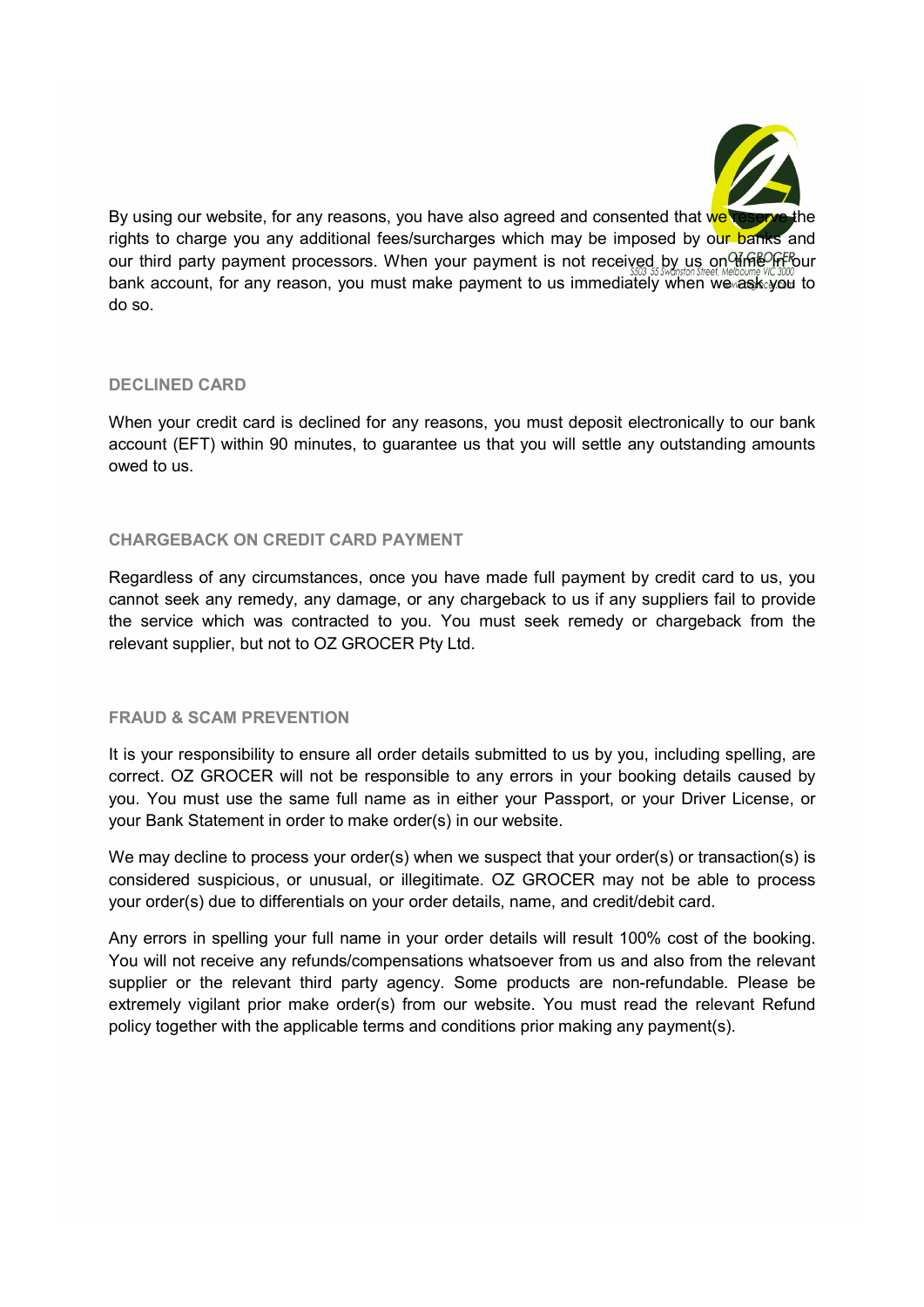By using our website, for any reasons, you have also agreed and consented that we reserve the rights to charge you any additional fees/surcharges which may be imposed by our banks and our third party payment processors. When your payment is not received by us on time in our bank account, for any reason, you must make payment to us immediately when we ask you to do so.

## DECLINED CARD

When your credit card is declined for any reasons, you must deposit electronically to our bank account (EFT) within 90 minutes, to guarantee us that you will settle any outstanding amounts owed to us.

## CHARGEBACK ON CREDIT CARD PAYMENT

Regardless of any circumstances, once you have made full payment by credit card to us, you cannot seek any remedy, any damage, or any chargeback to us if any suppliers fail to provide the service which was contracted to you. You must seek remedy or chargeback from the relevant supplier, but not to OZ GROCER Pty Ltd.

## FRAUD & SCAM PREVENTION

It is your responsibility to ensure all order details submitted to us by you, including spelling, are correct. OZ GROCER will not be responsible to any errors in your booking details caused by you. You must use the same full name as in either your Passport, or your Driver License, or your Bank Statement in order to make order(s) in our website.

We may decline to process your order(s) when we suspect that your order(s) or transaction(s) is considered suspicious, or unusual, or illegitimate. OZ GROCER may not be able to process your order(s) due to differentials on your order details, name, and credit/debit card.

Any errors in spelling your full name in your order details will result 100% cost of the booking. You will not receive any refunds/compensations whatsoever from us and also from the relevant supplier or the relevant third party agency. Some products are non-refundable. Please be extremely vigilant prior make order(s) from our website. You must read the relevant Refund policy together with the applicable terms and conditions prior making any payment(s).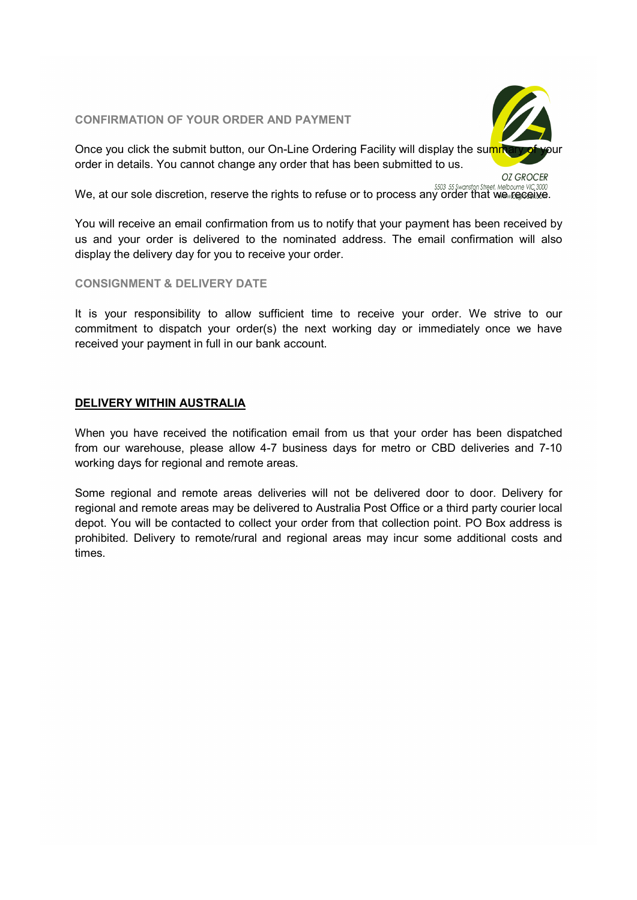## CONFIRMATION OF YOUR ORDER AND PAYMENT

Once you click the submit button, our On-Line Ordering Facility will display the summary of your order in details. You cannot change any order that has been submitted to us.

We, at our sole discretion, reserve the rights to refuse or to process any order that we receive.

You will receive an email confirmation from us to notify that your payment has been received by us and your order is delivered to the nominated address. The email confirmation will also display the delivery day for you to receive your order.

## CONSIGNMENT & DELIVERY DATE

It is your responsibility to allow sufficient time to receive your order. We strive to our commitment to dispatch your order(s) the next working day or immediately once we have received your payment in full in our bank account.

## DELIVERY WITHIN AUSTRALIA

When you have received the notification email from us that your order has been dispatched from our warehouse, please allow 4-7 business days for metro or CBD deliveries and 7-10 working days for regional and remote areas.

Some regional and remote areas deliveries will not be delivered door to door. Delivery for regional and remote areas may be delivered to Australia Post Office or a third party courier local depot. You will be contacted to collect your order from that collection point. PO Box address is prohibited. Delivery to remote/rural and regional areas may incur some additional costs and times.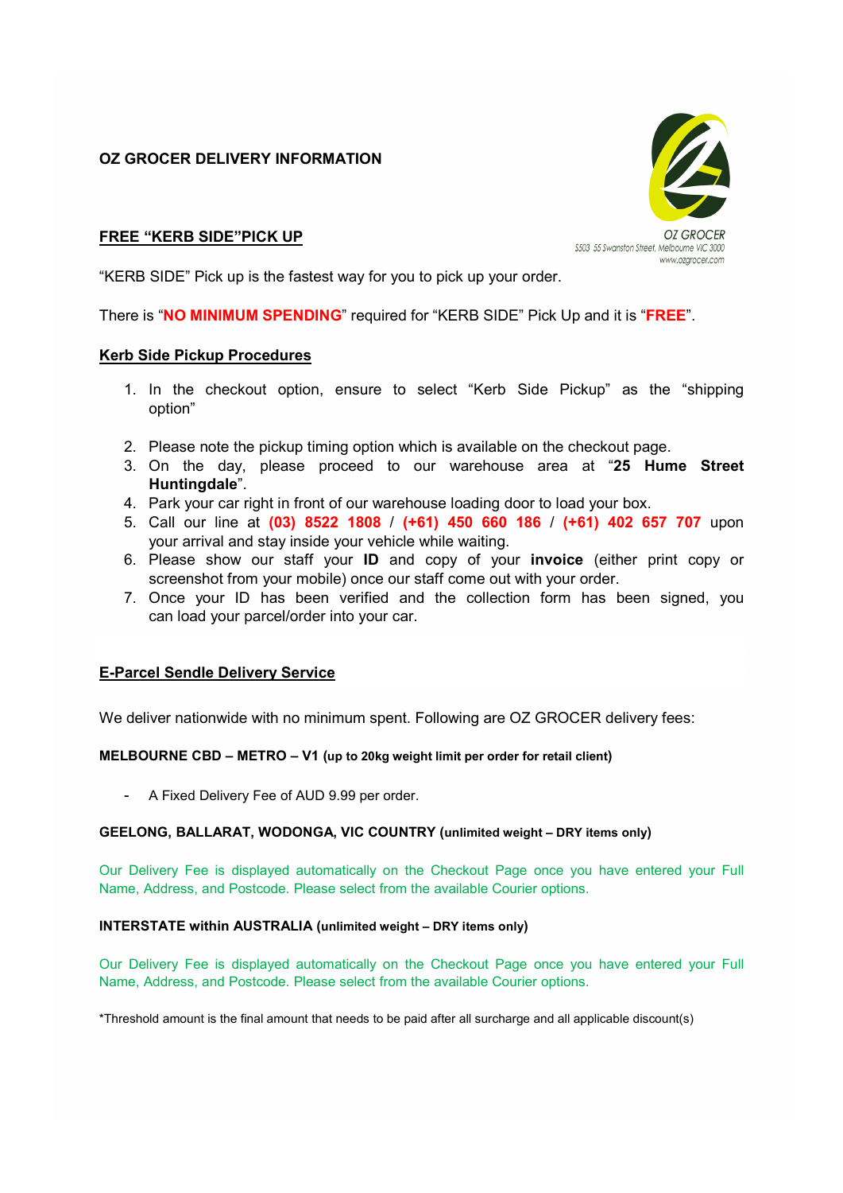# OZ GROCER DELIVERY INFORMATION

OZ GROCER
S503 55 Swanston Street, Melbourne VIC 3000
www.ozgrocer.com

## FREE "KERB SIDE"PICK UP

"KERB SIDE" Pick up is the fastest way for you to pick up your order.

There is "**NO MINIMUM SPENDING**" required for "KERB SIDE" Pick Up and it is "**FREE**".

### Kerb Side Pickup Procedures

1. In the checkout option, ensure to select "Kerb Side Pickup" as the "shipping option"
2. Please note the pickup timing option which is available on the checkout page.
3. On the day, please proceed to our warehouse area at "**25 Hume Street Huntingdale**".
4. Park your car right in front of our warehouse loading door to load your box.
5. Call our line at **(03) 8522 1808** / **(+61) 450 660 186** / **(+61) 402 657 707** upon your arrival and stay inside your vehicle while waiting.
6. Please show our staff your **ID** and copy of your **invoice** (either print copy or screenshot from your mobile) once our staff come out with your order.
7. Once your ID has been verified and the collection form has been signed, you can load your parcel/order into your car.

## E-Parcel Sendle Delivery Service

We deliver nationwide with no minimum spent. Following are OZ GROCER delivery fees:

**MELBOURNE CBD – METRO – V1 (up to 20kg weight limit per order for retail client)**

- A Fixed Delivery Fee of AUD 9.99 per order.

**GEELONG, BALLARAT, WODONGA, VIC COUNTRY (unlimited weight – DRY items only)**

Our Delivery Fee is displayed automatically on the Checkout Page once you have entered your Full Name, Address, and Postcode. Please select from the available Courier options.

**INTERSTATE within AUSTRALIA (unlimited weight – DRY items only)**

Our Delivery Fee is displayed automatically on the Checkout Page once you have entered your Full Name, Address, and Postcode. Please select from the available Courier options.

*Threshold amount is the final amount that needs to be paid after all surcharge and all applicable discount(s)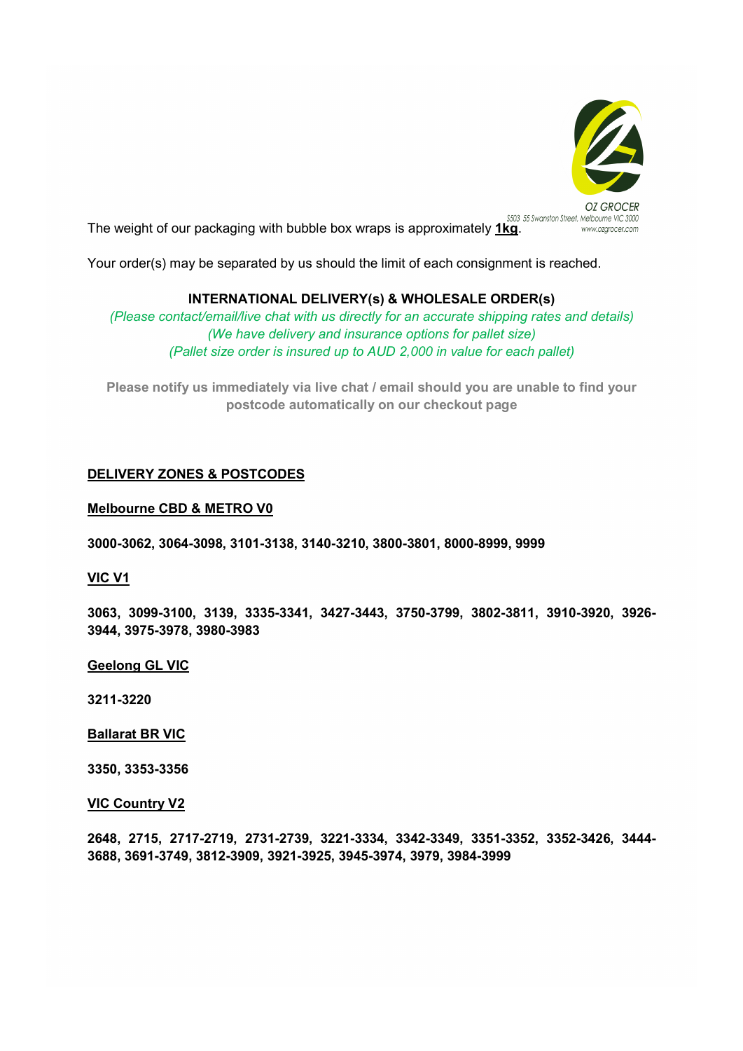The weight of our packaging with bubble box wraps is approximately **1kg**.

Your order(s) may be separated by us should the limit of each consignment is reached.

**INTERNATIONAL DELIVERY(s) & WHOLESALE ORDER(s)**

*(Please contact/email/live chat with us directly for an accurate shipping rates and details)*
*(We have delivery and insurance options for pallet size)*
*(Pallet size order is insured up to AUD 2,000 in value for each pallet)*

**Please notify us immediately via live chat / email should you are unable to find your postcode automatically on our checkout page**

## DELIVERY ZONES & POSTCODES

### Melbourne CBD & METRO V0

**3000-3062, 3064-3098, 3101-3138, 3140-3210, 3800-3801, 8000-8999, 9999**

### VIC V1

**3063, 3099-3100, 3139, 3335-3341, 3427-3443, 3750-3799, 3802-3811, 3910-3920, 3926-3944, 3975-3978, 3980-3983**

### Geelong GL VIC

**3211-3220**

### Ballarat BR VIC

**3350, 3353-3356**

### VIC Country V2

**2648, 2715, 2717-2719, 2731-2739, 3221-3334, 3342-3349, 3351-3352, 3352-3426, 3444-3688, 3691-3749, 3812-3909, 3921-3925, 3945-3974, 3979, 3984-3999**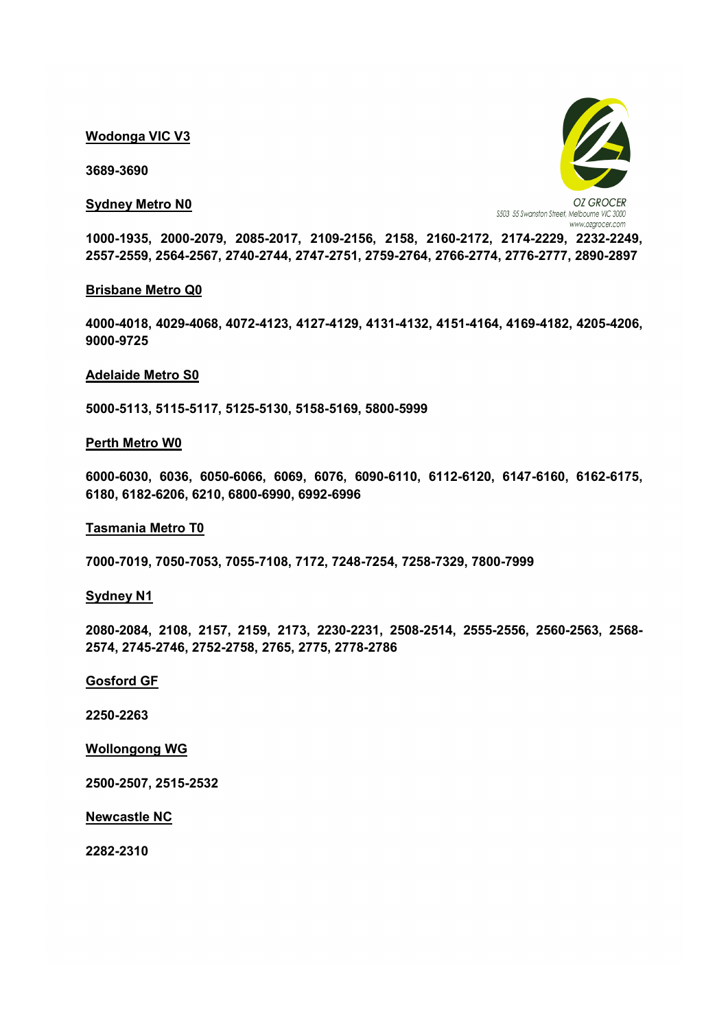**Wodonga VIC V3**

**3689-3690**

**Sydney Metro N0**

**1000-1935, 2000-2079, 2085-2017, 2109-2156, 2158, 2160-2172, 2174-2229, 2232-2249, 2557-2559, 2564-2567, 2740-2744, 2747-2751, 2759-2764, 2766-2774, 2776-2777, 2890-2897**

**Brisbane Metro Q0**

**4000-4018, 4029-4068, 4072-4123, 4127-4129, 4131-4132, 4151-4164, 4169-4182, 4205-4206, 9000-9725**

**Adelaide Metro S0**

**5000-5113, 5115-5117, 5125-5130, 5158-5169, 5800-5999**

**Perth Metro W0**

**6000-6030, 6036, 6050-6066, 6069, 6076, 6090-6110, 6112-6120, 6147-6160, 6162-6175, 6180, 6182-6206, 6210, 6800-6990, 6992-6996**

**Tasmania Metro T0**

**7000-7019, 7050-7053, 7055-7108, 7172, 7248-7254, 7258-7329, 7800-7999**

**Sydney N1**

**2080-2084, 2108, 2157, 2159, 2173, 2230-2231, 2508-2514, 2555-2556, 2560-2563, 2568-2574, 2745-2746, 2752-2758, 2765, 2775, 2778-2786**

**Gosford GF**

**2250-2263**

**Wollongong WG**

**2500-2507, 2515-2532**

**Newcastle NC**

**2282-2310**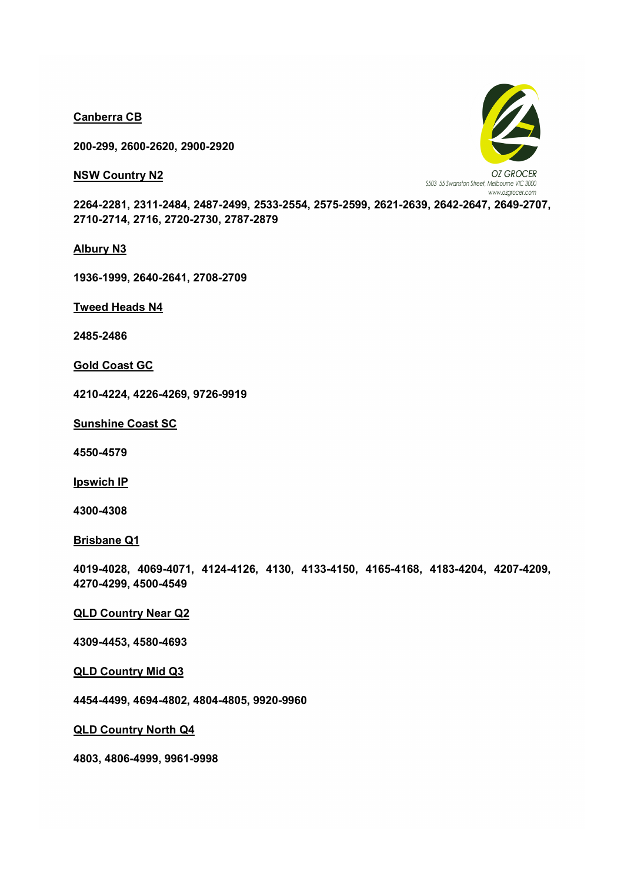**Canberra CB**

**200-299, 2600-2620, 2900-2920**

**NSW Country N2**

**2264-2281, 2311-2484, 2487-2499, 2533-2554, 2575-2599, 2621-2639, 2642-2647, 2649-2707, 2710-2714, 2716, 2720-2730, 2787-2879**

**Albury N3**

**1936-1999, 2640-2641, 2708-2709**

**Tweed Heads N4**

**2485-2486**

**Gold Coast GC**

**4210-4224, 4226-4269, 9726-9919**

**Sunshine Coast SC**

**4550-4579**

**Ipswich IP**

**4300-4308**

**Brisbane Q1**

**4019-4028, 4069-4071, 4124-4126, 4130, 4133-4150, 4165-4168, 4183-4204, 4207-4209, 4270-4299, 4500-4549**

**QLD Country Near Q2**

**4309-4453, 4580-4693**

**QLD Country Mid Q3**

**4454-4499, 4694-4802, 4804-4805, 9920-9960**

**QLD Country North Q4**

**4803, 4806-4999, 9961-9998**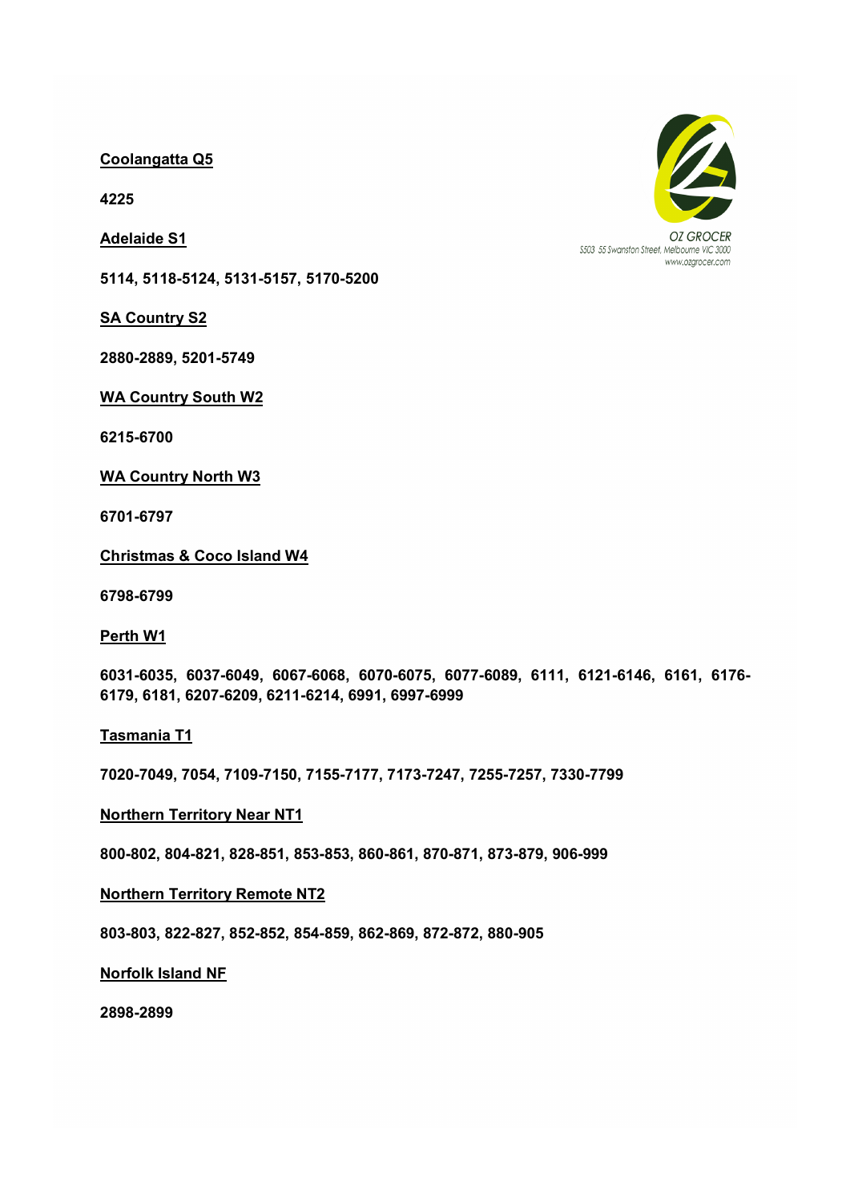**Coolangatta Q5**

**4225**

**Adelaide S1**

**5114, 5118-5124, 5131-5157, 5170-5200**

**SA Country S2**

**2880-2889, 5201-5749**

**WA Country South W2**

**6215-6700**

**WA Country North W3**

**6701-6797**

**Christmas & Coco Island W4**

**6798-6799**

**Perth W1**

**6031-6035, 6037-6049, 6067-6068, 6070-6075, 6077-6089, 6111, 6121-6146, 6161, 6176-6179, 6181, 6207-6209, 6211-6214, 6991, 6997-6999**

**Tasmania T1**

**7020-7049, 7054, 7109-7150, 7155-7177, 7173-7247, 7255-7257, 7330-7799**

**Northern Territory Near NT1**

**800-802, 804-821, 828-851, 853-853, 860-861, 870-871, 873-879, 906-999**

**Northern Territory Remote NT2**

**803-803, 822-827, 852-852, 854-859, 862-869, 872-872, 880-905**

**Norfolk Island NF**

**2898-2899**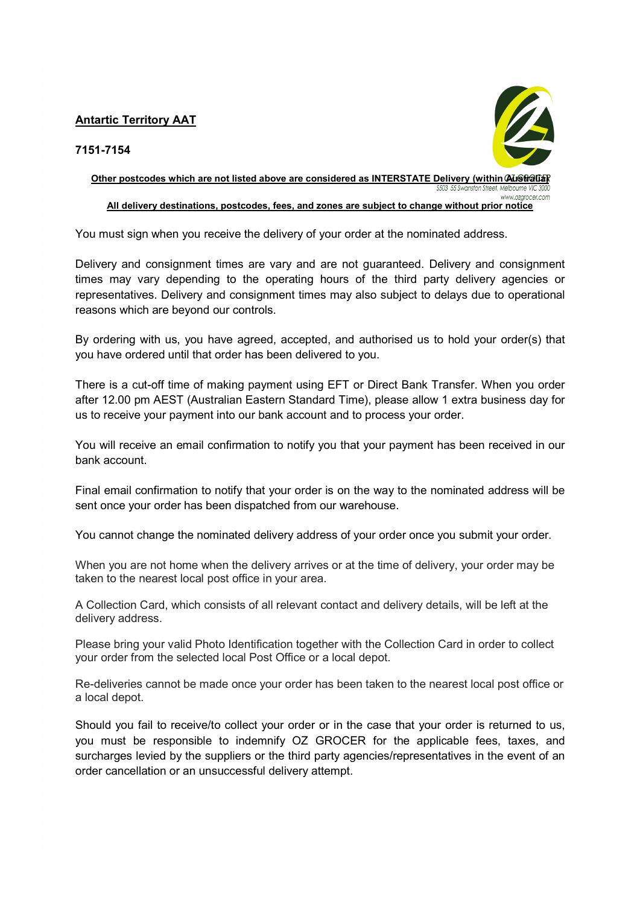**Antartic Territory AAT**

**7151-7154**

**Other postcodes which are not listed above are considered as INTERSTATE Delivery (within Australia)**

**All delivery destinations, postcodes, fees, and zones are subject to change without prior notice**

You must sign when you receive the delivery of your order at the nominated address.

Delivery and consignment times are vary and are not guaranteed. Delivery and consignment times may vary depending to the operating hours of the third party delivery agencies or representatives. Delivery and consignment times may also subject to delays due to operational reasons which are beyond our controls.

By ordering with us, you have agreed, accepted, and authorised us to hold your order(s) that you have ordered until that order has been delivered to you.

There is a cut-off time of making payment using EFT or Direct Bank Transfer. When you order after 12.00 pm AEST (Australian Eastern Standard Time), please allow 1 extra business day for us to receive your payment into our bank account and to process your order.

You will receive an email confirmation to notify you that your payment has been received in our bank account.

Final email confirmation to notify that your order is on the way to the nominated address will be sent once your order has been dispatched from our warehouse.

You cannot change the nominated delivery address of your order once you submit your order.

When you are not home when the delivery arrives or at the time of delivery, your order may be taken to the nearest local post office in your area.

A Collection Card, which consists of all relevant contact and delivery details, will be left at the delivery address.

Please bring your valid Photo Identification together with the Collection Card in order to collect your order from the selected local Post Office or a local depot.

Re-deliveries cannot be made once your order has been taken to the nearest local post office or a local depot.

Should you fail to receive/to collect your order or in the case that your order is returned to us, you must be responsible to indemnify OZ GROCER for the applicable fees, taxes, and surcharges levied by the suppliers or the third party agencies/representatives in the event of an order cancellation or an unsuccessful delivery attempt.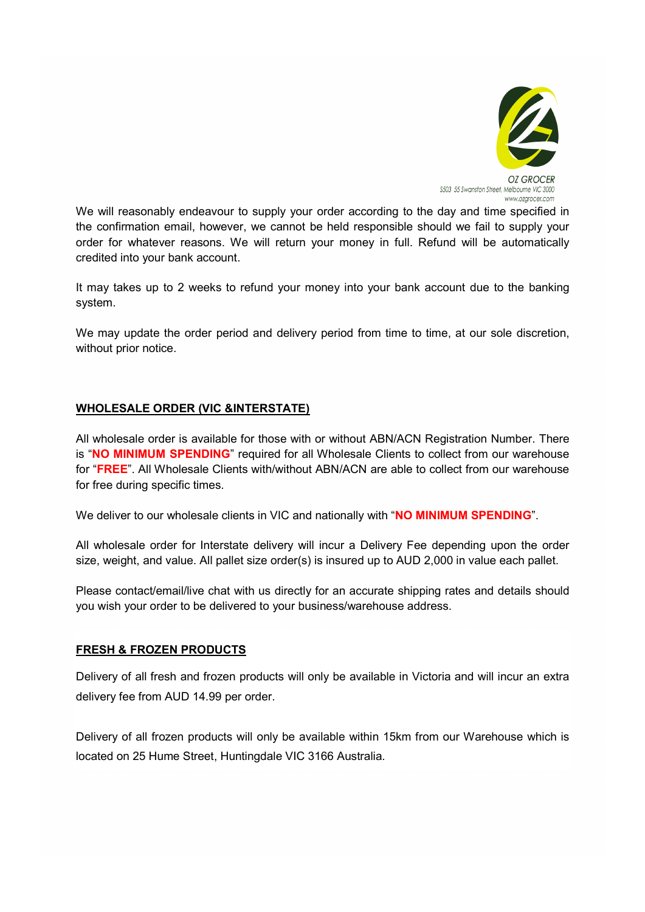We will reasonably endeavour to supply your order according to the day and time specified in the confirmation email, however, we cannot be held responsible should we fail to supply your order for whatever reasons. We will return your money in full. Refund will be automatically credited into your bank account.

It may takes up to 2 weeks to refund your money into your bank account due to the banking system.

We may update the order period and delivery period from time to time, at our sole discretion, without prior notice.

## WHOLESALE ORDER (VIC &INTERSTATE)

All wholesale order is available for those with or without ABN/ACN Registration Number. There is "**NO MINIMUM SPENDING**" required for all Wholesale Clients to collect from our warehouse for "**FREE**". All Wholesale Clients with/without ABN/ACN are able to collect from our warehouse for free during specific times.

We deliver to our wholesale clients in VIC and nationally with "**NO MINIMUM SPENDING**".

All wholesale order for Interstate delivery will incur a Delivery Fee depending upon the order size, weight, and value. All pallet size order(s) is insured up to AUD 2,000 in value each pallet.

Please contact/email/live chat with us directly for an accurate shipping rates and details should you wish your order to be delivered to your business/warehouse address.

## FRESH & FROZEN PRODUCTS

Delivery of all fresh and frozen products will only be available in Victoria and will incur an extra delivery fee from AUD 14.99 per order.

Delivery of all frozen products will only be available within 15km from our Warehouse which is located on 25 Hume Street, Huntingdale VIC 3166 Australia.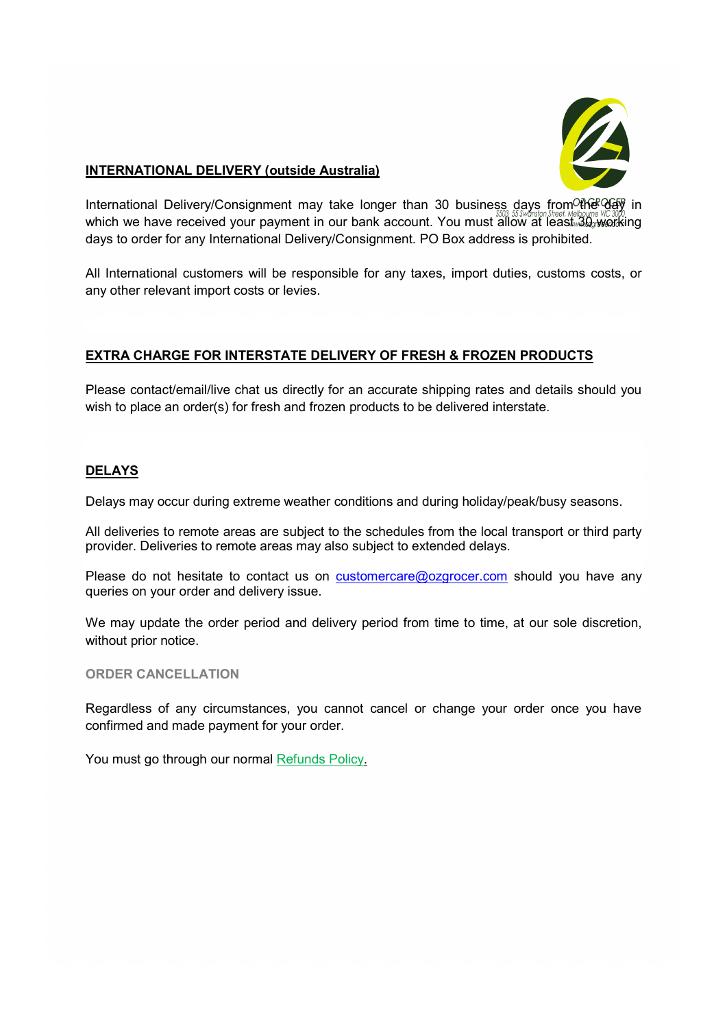## INTERNATIONAL DELIVERY (outside Australia)

International Delivery/Consignment may take longer than 30 business days from the day in which we have received your payment in our bank account. You must allow at least 30 working days to order for any International Delivery/Consignment. PO Box address is prohibited.

All International customers will be responsible for any taxes, import duties, customs costs, or any other relevant import costs or levies.

## EXTRA CHARGE FOR INTERSTATE DELIVERY OF FRESH & FROZEN PRODUCTS

Please contact/email/live chat us directly for an accurate shipping rates and details should you wish to place an order(s) for fresh and frozen products to be delivered interstate.

## DELAYS

Delays may occur during extreme weather conditions and during holiday/peak/busy seasons.

All deliveries to remote areas are subject to the schedules from the local transport or third party provider. Deliveries to remote areas may also subject to extended delays.

Please do not hesitate to contact us on customercare@ozgrocer.com should you have any queries on your order and delivery issue.

We may update the order period and delivery period from time to time, at our sole discretion, without prior notice.

## ORDER CANCELLATION

Regardless of any circumstances, you cannot cancel or change your order once you have confirmed and made payment for your order.

You must go through our normal Refunds Policy.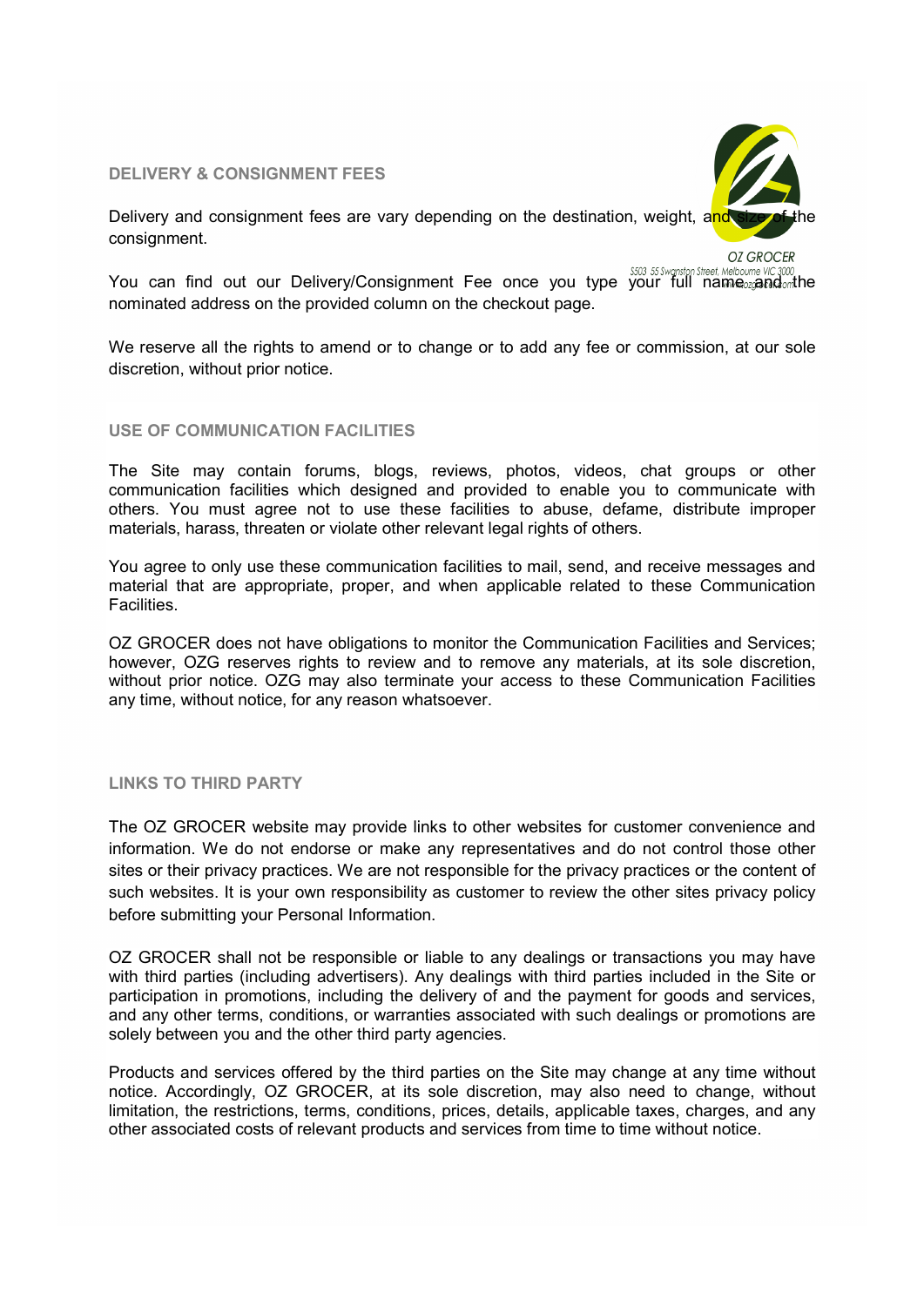## DELIVERY & CONSIGNMENT FEES

Delivery and consignment fees are vary depending on the destination, weight, and size of the consignment.

You can find out our Delivery/Consignment Fee once you type your full name and the nominated address on the provided column on the checkout page.

We reserve all the rights to amend or to change or to add any fee or commission, at our sole discretion, without prior notice.

## USE OF COMMUNICATION FACILITIES

The Site may contain forums, blogs, reviews, photos, videos, chat groups or other communication facilities which designed and provided to enable you to communicate with others. You must agree not to use these facilities to abuse, defame, distribute improper materials, harass, threaten or violate other relevant legal rights of others.

You agree to only use these communication facilities to mail, send, and receive messages and material that are appropriate, proper, and when applicable related to these Communication Facilities.

OZ GROCER does not have obligations to monitor the Communication Facilities and Services; however, OZG reserves rights to review and to remove any materials, at its sole discretion, without prior notice. OZG may also terminate your access to these Communication Facilities any time, without notice, for any reason whatsoever.

## LINKS TO THIRD PARTY

The OZ GROCER website may provide links to other websites for customer convenience and information. We do not endorse or make any representatives and do not control those other sites or their privacy practices. We are not responsible for the privacy practices or the content of such websites. It is your own responsibility as customer to review the other sites privacy policy before submitting your Personal Information.

OZ GROCER shall not be responsible or liable to any dealings or transactions you may have with third parties (including advertisers). Any dealings with third parties included in the Site or participation in promotions, including the delivery of and the payment for goods and services, and any other terms, conditions, or warranties associated with such dealings or promotions are solely between you and the other third party agencies.

Products and services offered by the third parties on the Site may change at any time without notice. Accordingly, OZ GROCER, at its sole discretion, may also need to change, without limitation, the restrictions, terms, conditions, prices, details, applicable taxes, charges, and any other associated costs of relevant products and services from time to time without notice.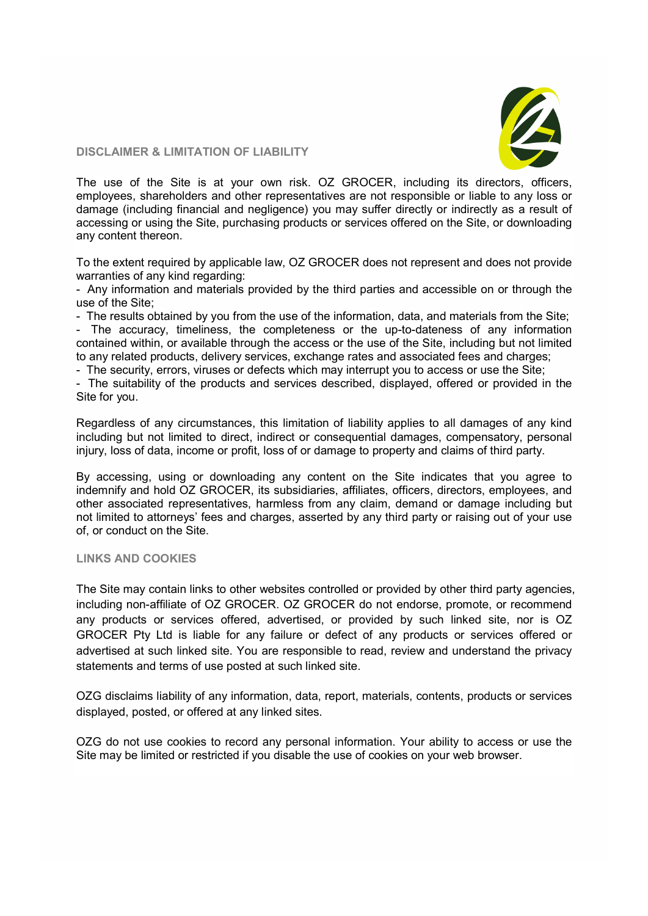## DISCLAIMER & LIMITATION OF LIABILITY

The use of the Site is at your own risk. OZ GROCER, including its directors, officers, employees, shareholders and other representatives are not responsible or liable to any loss or damage (including financial and negligence) you may suffer directly or indirectly as a result of accessing or using the Site, purchasing products or services offered on the Site, or downloading any content thereon.

To the extent required by applicable law, OZ GROCER does not represent and does not provide warranties of any kind regarding:

- Any information and materials provided by the third parties and accessible on or through the use of the Site;
- The results obtained by you from the use of the information, data, and materials from the Site;
- The accuracy, timeliness, the completeness or the up-to-dateness of any information contained within, or available through the access or the use of the Site, including but not limited to any related products, delivery services, exchange rates and associated fees and charges;
- The security, errors, viruses or defects which may interrupt you to access or use the Site;
- The suitability of the products and services described, displayed, offered or provided in the Site for you.

Regardless of any circumstances, this limitation of liability applies to all damages of any kind including but not limited to direct, indirect or consequential damages, compensatory, personal injury, loss of data, income or profit, loss of or damage to property and claims of third party.

By accessing, using or downloading any content on the Site indicates that you agree to indemnify and hold OZ GROCER, its subsidiaries, affiliates, officers, directors, employees, and other associated representatives, harmless from any claim, demand or damage including but not limited to attorneys' fees and charges, asserted by any third party or raising out of your use of, or conduct on the Site.

## LINKS AND COOKIES

The Site may contain links to other websites controlled or provided by other third party agencies, including non-affiliate of OZ GROCER. OZ GROCER do not endorse, promote, or recommend any products or services offered, advertised, or provided by such linked site, nor is OZ GROCER Pty Ltd is liable for any failure or defect of any products or services offered or advertised at such linked site. You are responsible to read, review and understand the privacy statements and terms of use posted at such linked site.

OZG disclaims liability of any information, data, report, materials, contents, products or services displayed, posted, or offered at any linked sites.

OZG do not use cookies to record any personal information. Your ability to access or use the Site may be limited or restricted if you disable the use of cookies on your web browser.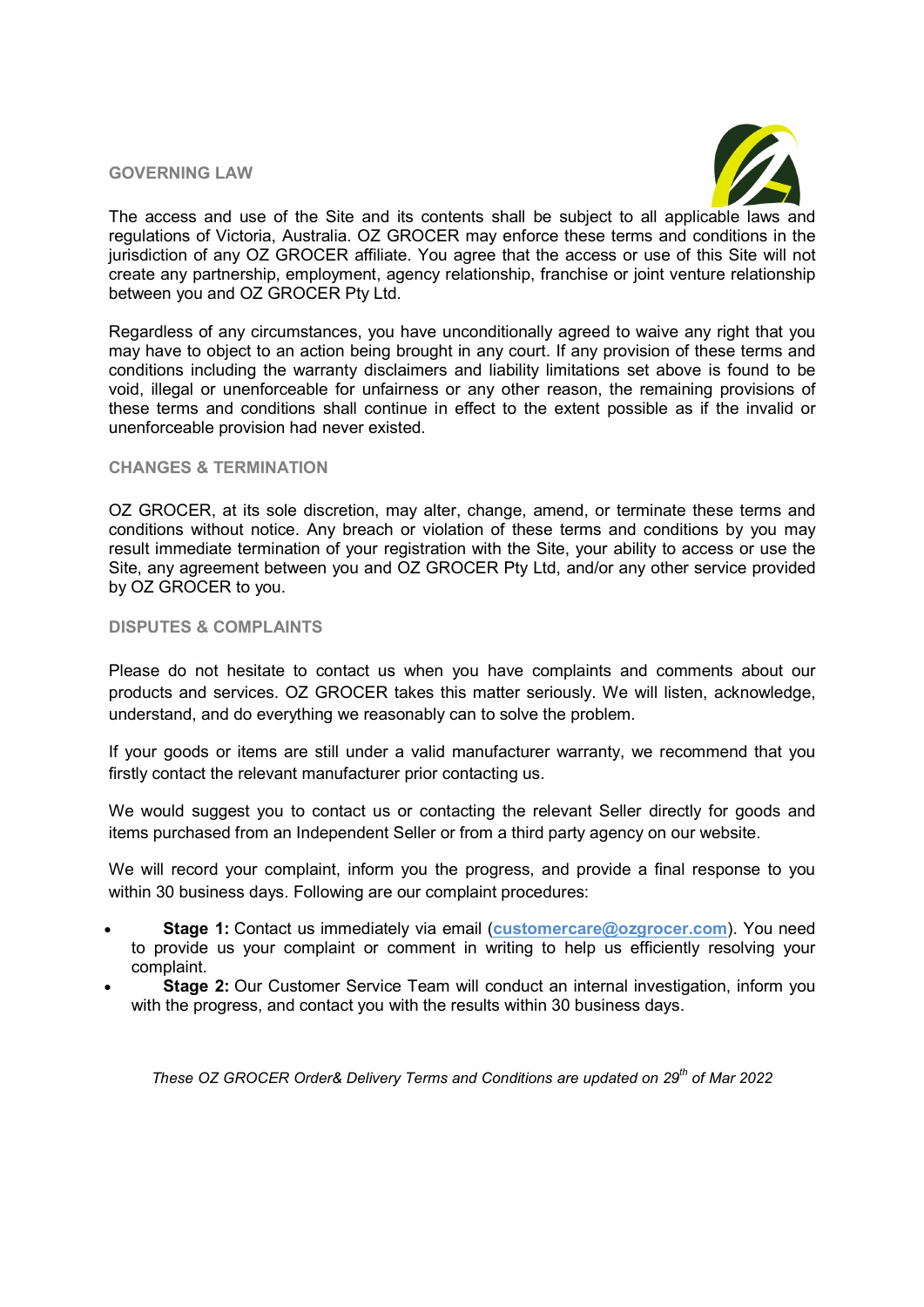## GOVERNING LAW

The access and use of the Site and its contents shall be subject to all applicable laws and regulations of Victoria, Australia. OZ GROCER may enforce these terms and conditions in the jurisdiction of any OZ GROCER affiliate. You agree that the access or use of this Site will not create any partnership, employment, agency relationship, franchise or joint venture relationship between you and OZ GROCER Pty Ltd.

Regardless of any circumstances, you have unconditionally agreed to waive any right that you may have to object to an action being brought in any court. If any provision of these terms and conditions including the warranty disclaimers and liability limitations set above is found to be void, illegal or unenforceable for unfairness or any other reason, the remaining provisions of these terms and conditions shall continue in effect to the extent possible as if the invalid or unenforceable provision had never existed.

## CHANGES & TERMINATION

OZ GROCER, at its sole discretion, may alter, change, amend, or terminate these terms and conditions without notice. Any breach or violation of these terms and conditions by you may result immediate termination of your registration with the Site, your ability to access or use the Site, any agreement between you and OZ GROCER Pty Ltd, and/or any other service provided by OZ GROCER to you.

## DISPUTES & COMPLAINTS

Please do not hesitate to contact us when you have complaints and comments about our products and services. OZ GROCER takes this matter seriously. We will listen, acknowledge, understand, and do everything we reasonably can to solve the problem.

If your goods or items are still under a valid manufacturer warranty, we recommend that you firstly contact the relevant manufacturer prior contacting us.

We would suggest you to contact us or contacting the relevant Seller directly for goods and items purchased from an Independent Seller or from a third party agency on our website.

We will record your complaint, inform you the progress, and provide a final response to you within 30 business days. Following are our complaint procedures:

- **Stage 1:** Contact us immediately via email (customercare@ozgrocer.com). You need to provide us your complaint or comment in writing to help us efficiently resolving your complaint.
- **Stage 2:** Our Customer Service Team will conduct an internal investigation, inform you with the progress, and contact you with the results within 30 business days.

*These OZ GROCER Order& Delivery Terms and Conditions are updated on 29th of Mar 2022*